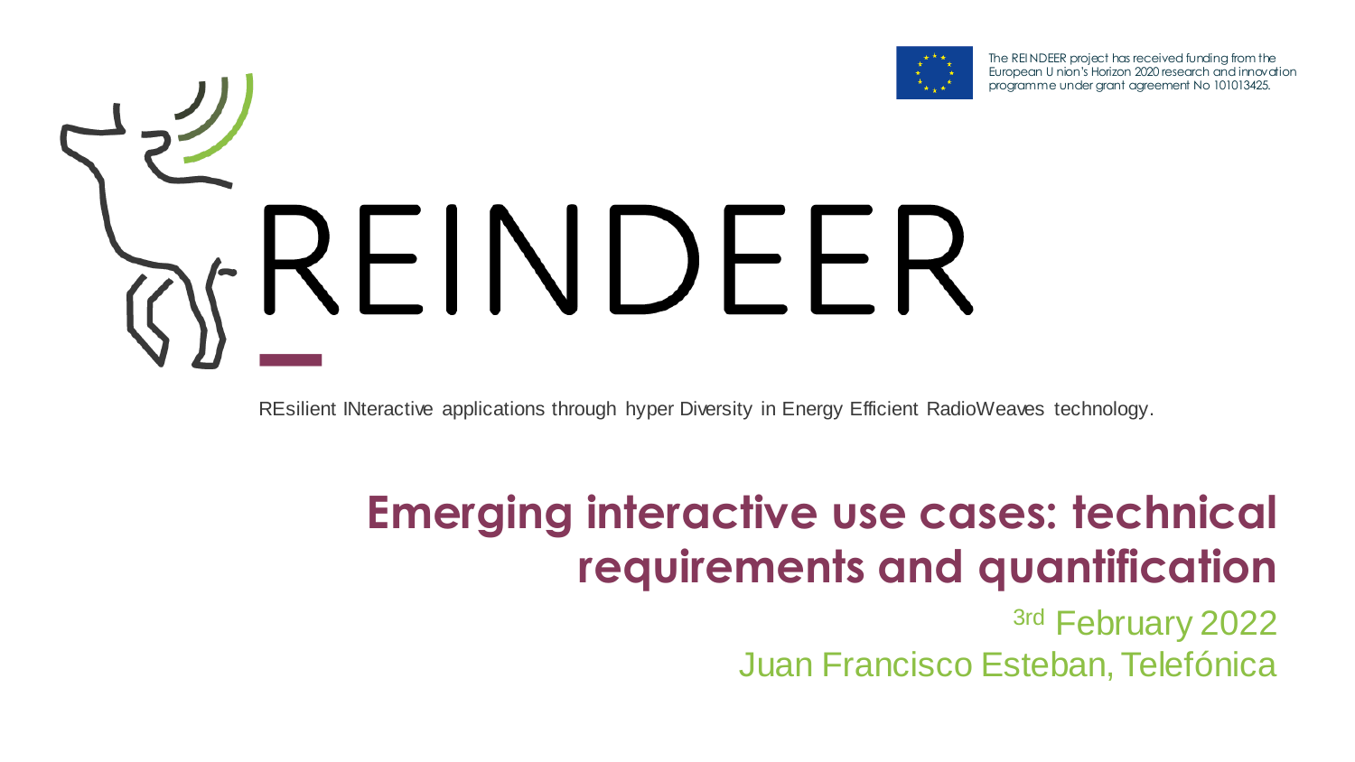The REINDEER project has received funding from the European Union's Horizon 2020 research and innovation programme under grant agreement No 101013425.

# REINDEER

REsilient INteractive applications through hyper Diversity in Energy Efficient RadioWeaves technology.

## Emerging interactive use cases: technical requirements and quantification

3rd February 2022

Juan Francisco Esteban, Telefónica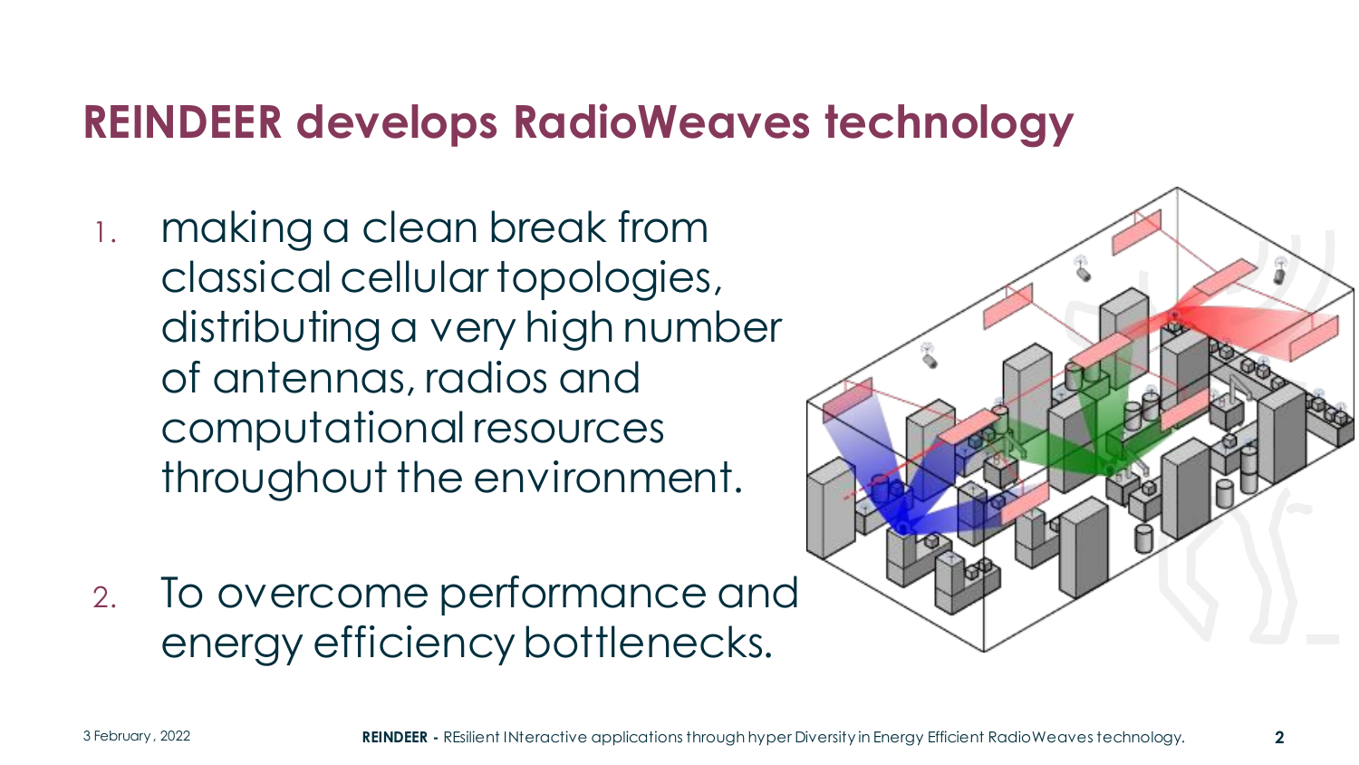# REINDEER develops RadioWeaves technology

1. making a clean break from classical cellular topologies, distributing a very high number of antennas, radios and computational resources throughout the environment.

2. To overcome performance and energy efficiency bottlenecks.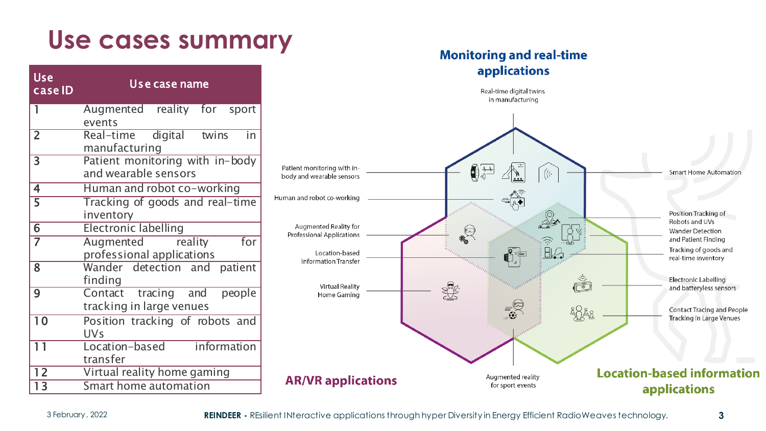# Use cases summary

| Use case ID | Use case name |
|---|---|
| 1 | Augmented reality for sport events |
| 2 | Real-time digital twins in manufacturing |
| 3 | Patient monitoring with in-body and wearable sensors |
| 4 | Human and robot co-working |
| 5 | Tracking of goods and real-time inventory |
| 6 | Electronic labelling |
| 7 | Augmented reality for professional applications |
| 8 | Wander detection and patient finding |
| 9 | Contact tracing and people tracking in large venues |
| 10 | Position tracking of robots and UVs |
| 11 | Location-based information transfer |
| 12 | Virtual reality home gaming |
| 13 | Smart home automation |

**Monitoring and real-time applications**

- Real-time digital twins in manufacturing
- Patient monitoring with in-body and wearable sensors
- Human and robot co-working
- Smart Home Automation

**AR/VR applications**

- Augmented Reality for Professional Applications
- Location-based Information Transfer
- Virtual Reality Home Gaming
- Augmented reality for sport events

**Location-based information applications**

- Position Tracking of Robots and UVs
- Wander Detection and Patient Finding
- Tracking of goods and real-time inventory
- Electronic Labelling and batteryless sensors
- Contact Tracing and People Tracking in Large Venues

3 February, 2022

**REINDEER** - REsilient INteractive applications through hyper Diversity in Energy Efficient RadioWeaves technology.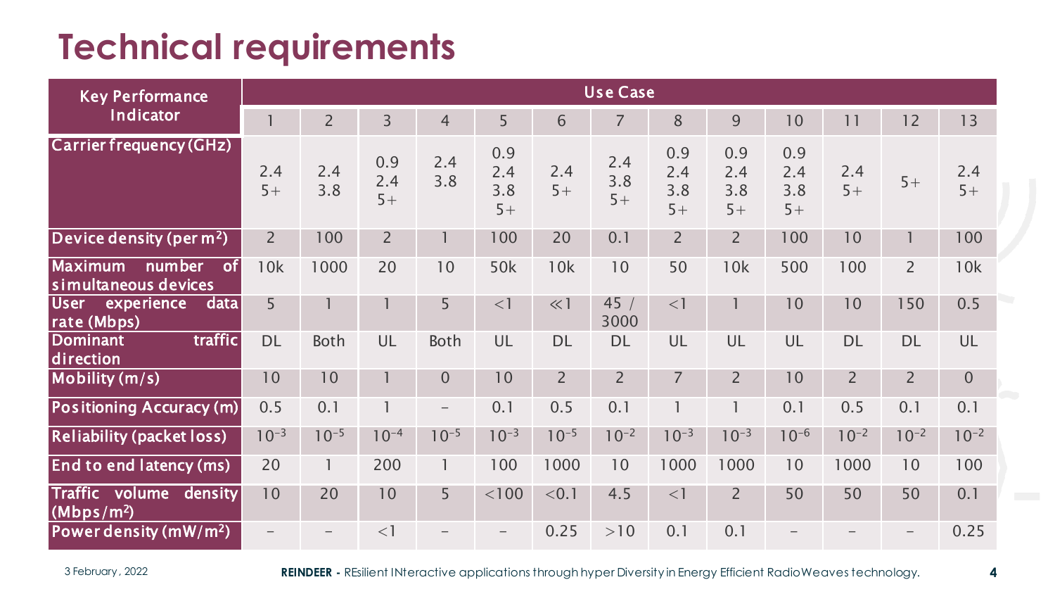# Technical requirements

| Key Performance Indicator | Use Case | | | | | | | | | | | | |
|---|---|---|---|---|---|---|---|---|---|---|---|---|---|
| | 1 | 2 | 3 | 4 | 5 | 6 | 7 | 8 | 9 | 10 | 11 | 12 | 13 |
| Carrier frequency (GHz) | 2.4 5+ | 2.4 3.8 | 0.9 2.4 5+ | 2.4 3.8 | 0.9 2.4 3.8 5+ | 2.4 5+ | 2.4 3.8 5+ | 0.9 2.4 3.8 5+ | 0.9 2.4 3.8 5+ | 0.9 2.4 3.8 5+ | 2.4 5+ | 5+ | 2.4 5+ |
| Device density (per m$^2$) | 2 | 100 | 2 | 1 | 100 | 20 | 0.1 | 2 | 2 | 100 | 10 | 1 | 100 |
| Maximum number of simultaneous devices | 10k | 1000 | 20 | 10 | 50k | 10k | 10 | 50 | 10k | 500 | 100 | 2 | 10k |
| User experience data rate (Mbps) | 5 | 1 | 1 | 5 | <1 | $\ll 1$ | 45 / 3000 | <1 | 1 | 10 | 10 | 150 | 0.5 |
| Dominant traffic direction | DL | Both | UL | Both | UL | DL | DL | UL | UL | UL | DL | DL | UL |
| Mobility (m/s) | 10 | 10 | 1 | 0 | 10 | 2 | 2 | 7 | 2 | 10 | 2 | 2 | 0 |
| Positioning Accuracy (m) | 0.5 | 0.1 | 1 | – | 0.1 | 0.5 | 0.1 | 1 | 1 | 0.1 | 0.5 | 0.1 | 0.1 |
| Reliability (packet loss) | $10^{-3}$ | $10^{-5}$ | $10^{-4}$ | $10^{-5}$ | $10^{-3}$ | $10^{-5}$ | $10^{-2}$ | $10^{-3}$ | $10^{-3}$ | $10^{-6}$ | $10^{-2}$ | $10^{-2}$ | $10^{-2}$ |
| End to end latency (ms) | 20 | 1 | 200 | 1 | 100 | 1000 | 10 | 1000 | 1000 | 10 | 1000 | 10 | 100 |
| Traffic volume density (Mbps/m$^2$) | 10 | 20 | 10 | 5 | <100 | <0.1 | 4.5 | <1 | 2 | 50 | 50 | 50 | 0.1 |
| Power density (mW/m$^2$) | – | – | <1 | – | – | 0.25 | >10 | 0.1 | 0.1 | – | – | – | 0.25 |

3 February, 2022

**REINDEER -** REsilient INteractive applications through hyper Diversity in Energy Efficient RadioWeaves technology.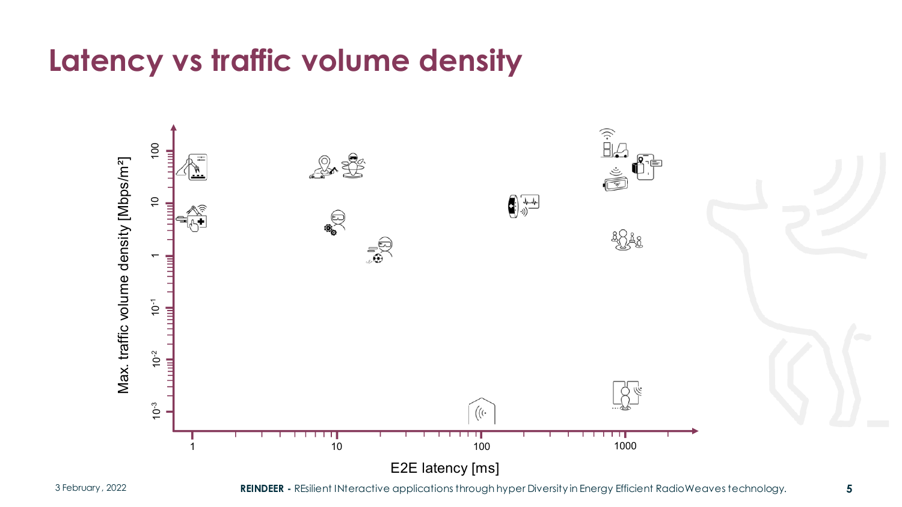# Latency vs traffic volume density

Max. traffic volume density [Mbps/m²]

$10^{-3}$ $10^{-2}$ $10^{-1}$ 1 10 100

1 10 100 1000

E2E latency [ms]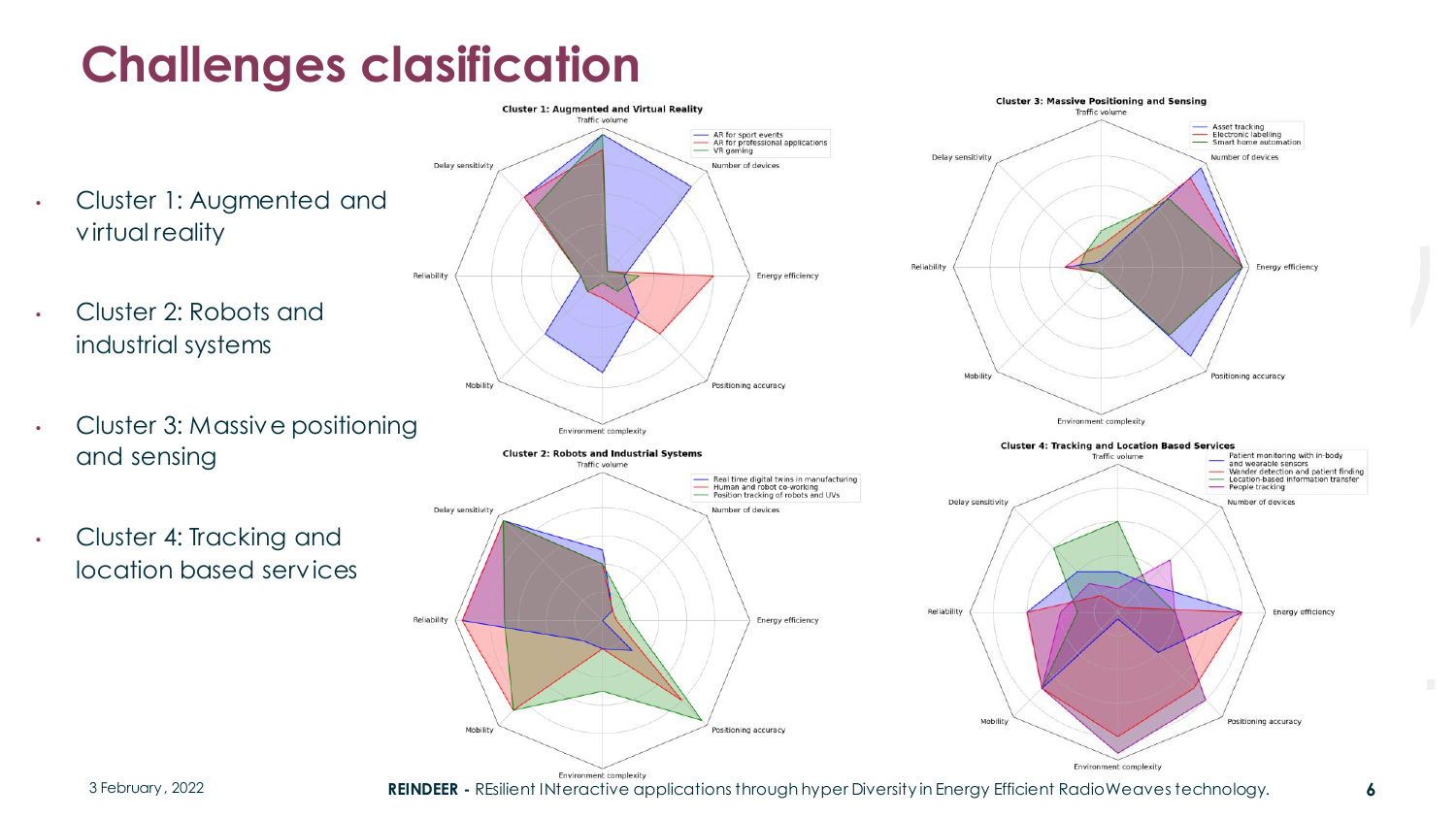# Challenges clasification

- Cluster 1: Augmented and virtual reality
- Cluster 2: Robots and industrial systems
- Cluster 3: Massive positioning and sensing
- Cluster 4: Tracking and location based services

**Cluster 1: Augmented and Virtual Reality**
Axes: Traffic volume, Number of devices, Energy efficiency, Positioning accuracy, Environment complexity, Mobility, Reliability, Delay sensitivity
Legend: AR for sport events; AR for professional applications; VR gaming

**Cluster 2: Robots and Industrial Systems**
Axes: Traffic volume, Number of devices, Energy efficiency, Positioning accuracy, Environment complexity, Mobility, Reliability, Delay sensitivity
Legend: Real time digital twins in manufacturing; Human and robot co-working; Position tracking of robots and UVs

**Cluster 3: Massive Positioning and Sensing**
Axes: Traffic volume, Number of devices, Energy efficiency, Positioning accuracy, Environment complexity, Mobility, Reliability, Delay sensitivity
Legend: Asset tracking; Electronic labelling; Smart home automation

**Cluster 4: Tracking and Location Based Services**
Axes: Traffic volume, Number of devices, Energy efficiency, Positioning accuracy, Environment complexity, Mobility, Reliability, Delay sensitivity
Legend: Patient monitoring with in-body and wearable sensors; Wander detection and patient finding; Location-based information transfer; People tracking

3 February, 2022

**REINDEER** - REsilient INteractive applications through hyper Diversity in Energy Efficient RadioWeaves technology.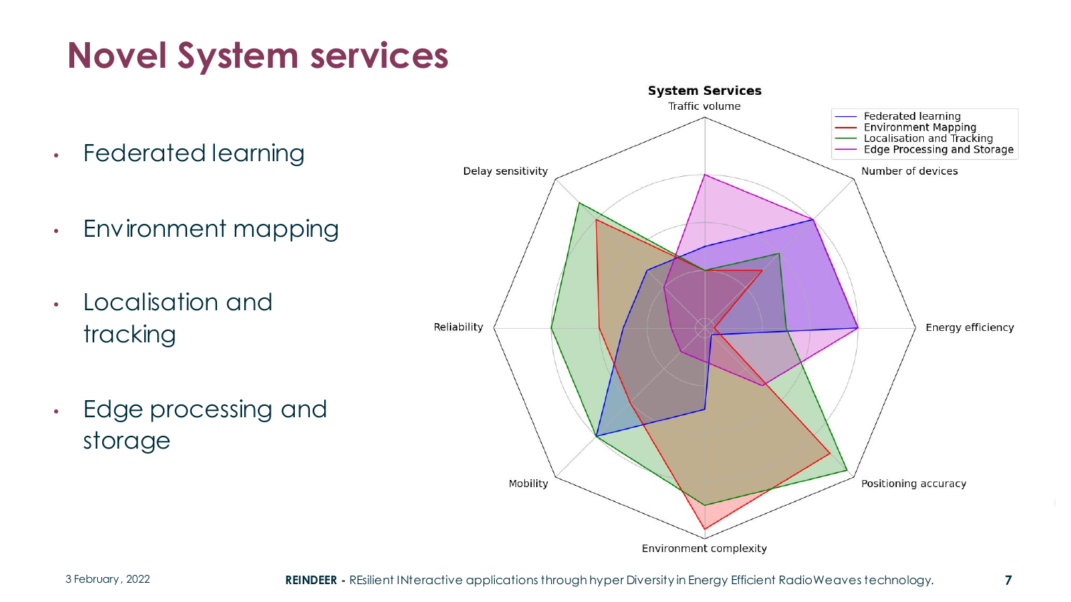# Novel System services

- Federated learning
- Environment mapping
- Localisation and tracking
- Edge processing and storage

**System Services**

Traffic volume

Number of devices

Energy efficiency

Positioning accuracy

Environment complexity

Mobility

Reliability

Delay sensitivity

Federated learning
Environment Mapping
Localisation and Tracking
Edge Processing and Storage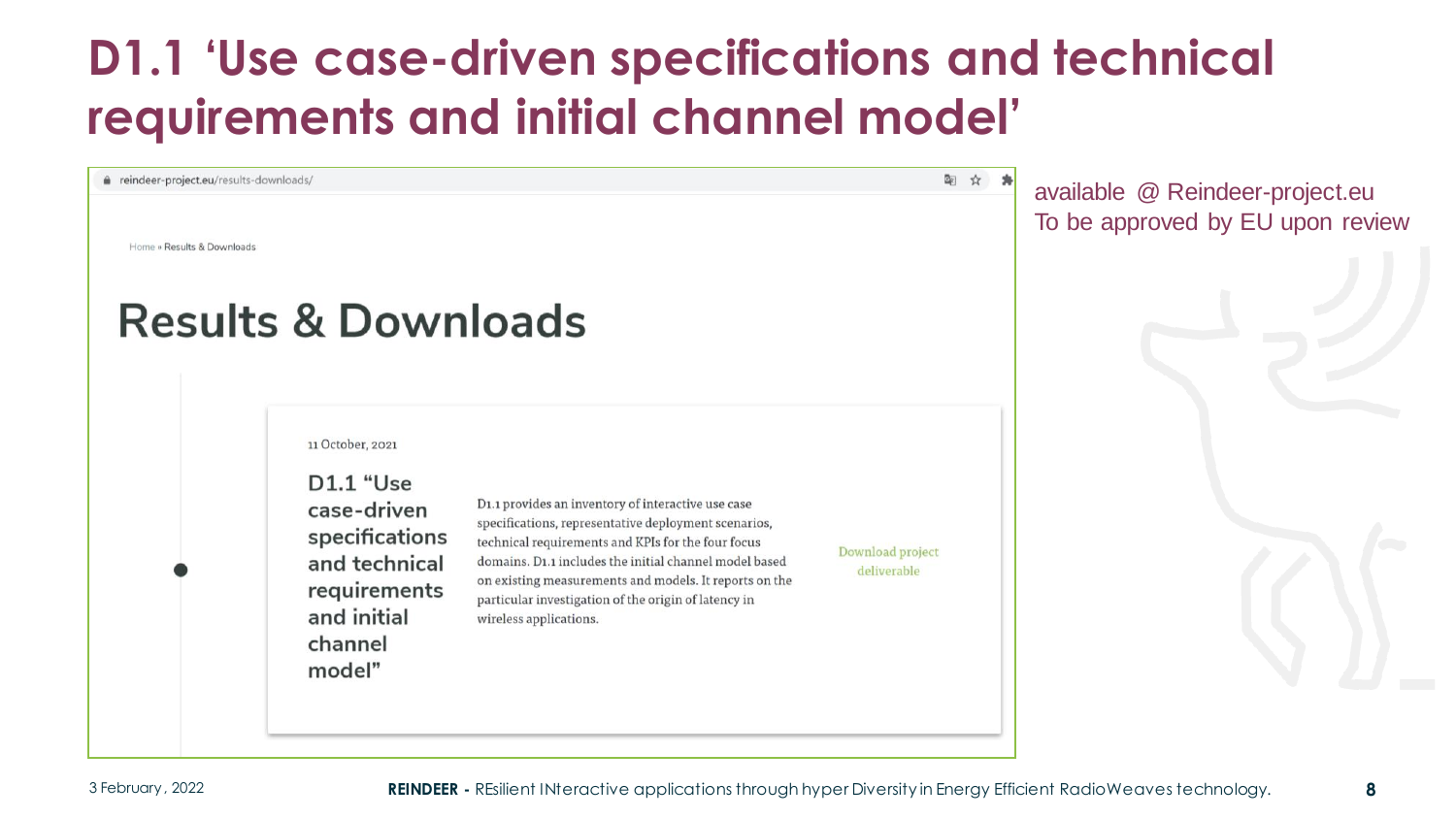# D1.1 'Use case-driven specifications and technical requirements and initial channel model'

reindeer-project.eu/results-downloads/

Home » Results & Downloads

## Results & Downloads

11 October, 2021

### D1.1 "Use case-driven specifications and technical requirements and initial channel model"

D1.1 provides an inventory of interactive use case specifications, representative deployment scenarios, technical requirements and KPIs for the four focus domains. D1.1 includes the initial channel model based on existing measurements and models. It reports on the particular investigation of the origin of latency in wireless applications.

Download project deliverable

available @ Reindeer-project.eu
To be approved by EU upon review

3 February, 2022

**REINDEER** - REsilient INteractive applications through hyper Diversity in Energy Efficient RadioWeaves technology.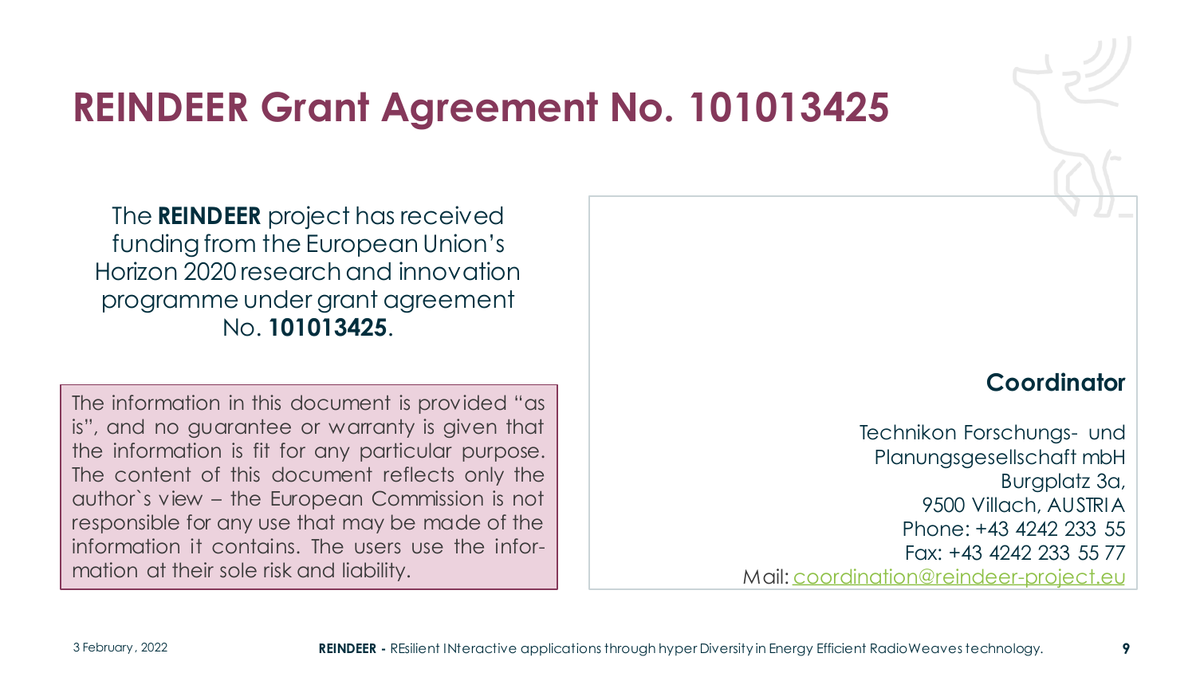# REINDEER Grant Agreement No. 101013425

The **REINDEER** project has received funding from the European Union's Horizon 2020 research and innovation programme under grant agreement No. **101013425**.

The information in this document is provided "as is", and no guarantee or warranty is given that the information is fit for any particular purpose. The content of this document reflects only the author`s view – the European Commission is not responsible for any use that may be made of the information it contains. The users use the information at their sole risk and liability.

**Coordinator**

Technikon Forschungs- und Planungsgesellschaft mbH
Burgplatz 3a,
9500 Villach, AUSTRIA
Phone: +43 4242 233 55
Fax: +43 4242 233 55 77
Mail: coordination@reindeer-project.eu